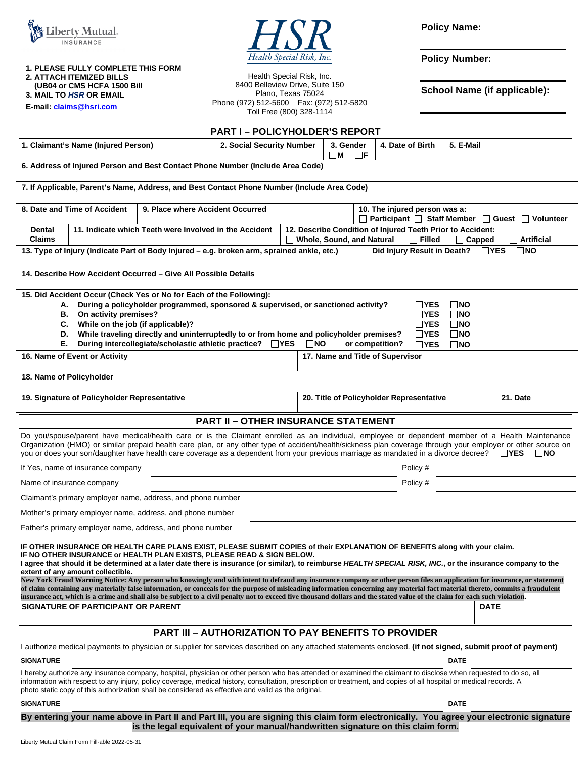Liberty Mutual INSURANCE

HSR Health Special Risk, Inc.

1. PLEASE FULLY COMPLETE THIS FORM
2. ATTACH ITEMIZED BILLS (UB04 or CMS HCFA 1500 Bill
3. MAIL TO *HSR* OR EMAIL

E-mail: claims@hsri.com

Health Special Risk, Inc.
8400 Belleview Drive, Suite 150
Plano, Texas 75024
Phone (972) 512-5600 Fax: (972) 512-5820
Toll Free (800) 328-1114

**Policy Name:**

**Policy Number:**

**School Name (if applicable):**

## PART I – POLICYHOLDER'S REPORT

| 1. Claimant's Name (Injured Person) | 2. Social Security Number | 3. Gender ☐M ☐F | 4. Date of Birth | 5. E-Mail |
|---|---|---|---|---|
| | | | | |

**6. Address of Injured Person and Best Contact Phone Number (Include Area Code)**

**7. If Applicable, Parent's Name, Address, and Best Contact Phone Number (Include Area Code)**

| 8. Date and Time of Accident | 9. Place where Accident Occurred | 10. The injured person was a: ☐ Participant ☐ Staff Member ☐ Guest ☐ Volunteer |
|---|---|---|
| | | |

| Dental Claims | 11. Indicate which Teeth were Involved in the Accident | 12. Describe Condition of Injured Teeth Prior to Accident: ☐ Whole, Sound, and Natural ☐ Filled ☐ Capped ☐ Artificial |
|---|---|---|
| | | |

**13. Type of Injury (Indicate Part of Body Injured – e.g. broken arm, sprained ankle, etc.)** **Did Injury Result in Death?** ☐YES ☐NO

**14. Describe How Accident Occurred – Give All Possible Details**

**15. Did Accident Occur (Check Yes or No for Each of the Following):**

- **A. During a policyholder programmed, sponsored & supervised, or sanctioned activity?** ☐YES ☐NO
- **B. On activity premises?** ☐YES ☐NO
- **C. While on the job (if applicable)?** ☐YES ☐NO
- **D. While traveling directly and uninterruptedly to or from home and policyholder premises?** ☐YES ☐NO
- **E. During intercollegiate/scholastic athletic practice?** ☐YES ☐NO **or competition?** ☐YES ☐NO

| 16. Name of Event or Activity | 17. Name and Title of Supervisor |
|---|---|
| | |

**18. Name of Policyholder**

| 19. Signature of Policyholder Representative | 20. Title of Policyholder Representative | 21. Date |
|---|---|---|
| | | |

## PART II – OTHER INSURANCE STATEMENT

Do you/spouse/parent have medical/health care or is the Claimant enrolled as an individual, employee or dependent member of a Health Maintenance Organization (HMO) or similar prepaid health care plan, or any other type of accident/health/sickness plan coverage through your employer or other source on you or does your son/daughter have health care coverage as a dependent from your previous marriage as mandated in a divorce decree? ☐**YES** ☐**NO**

If Yes, name of insurance company ______________________ Policy # ______________

Name of insurance company ______________________ Policy # ______________

Claimant's primary employer name, address, and phone number ______________________

Mother's primary employer name, address, and phone number ______________________

Father's primary employer name, address, and phone number ______________________

**IF OTHER INSURANCE OR HEALTH CARE PLANS EXIST, PLEASE SUBMIT COPIES of their EXPLANATION OF BENEFITS along with your claim.**
**IF NO OTHER INSURANCE or HEALTH PLAN EXISTS, PLEASE READ & SIGN BELOW.**
**I agree that should it be determined at a later date there is insurance (or similar), to reimburse *HEALTH SPECIAL RISK, INC.*, or the insurance company to the extent of any amount collectible.**

**New York Fraud Warning Notice: Any person who knowingly and with intent to defraud any insurance company or other person files an application for insurance, or statement of claim containing any materially false information, or conceals for the purpose of misleading information concerning any material fact material thereto, commits a fraudulent insurance act, which is a crime and shall also be subject to a civil penalty not to exceed five thousand dollars and the stated value of the claim for each such violation.**

**SIGNATURE OF PARTICIPANT OR PARENT** **DATE**

## PART III – AUTHORIZATION TO PAY BENEFITS TO PROVIDER

I authorize medical payments to physician or supplier for services described on any attached statements enclosed. **(if not signed, submit proof of payment)**

**SIGNATURE** ______________________ **DATE** ____________

I hereby authorize any insurance company, hospital, physician or other person who has attended or examined the claimant to disclose when requested to do so, all information with respect to any injury, policy coverage, medical history, consultation, prescription or treatment, and copies of all hospital or medical records. A photo static copy of this authorization shall be considered as effective and valid as the original.

**SIGNATURE** ______________________ **DATE** ____________

**By entering your name above in Part II and Part III, you are signing this claim form electronically. You agree your electronic signature is the legal equivalent of your manual/handwritten signature on this claim form.**

Liberty Mutual Claim Form Fill-able 2022-05-31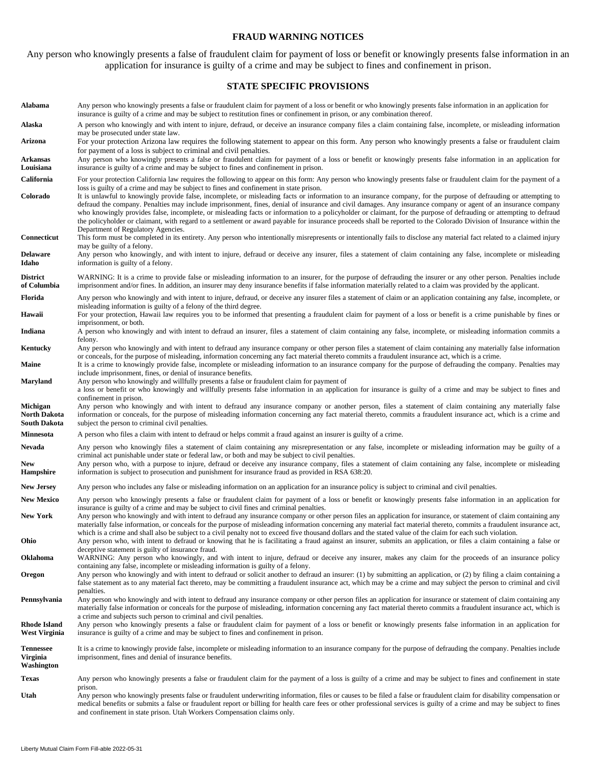## FRAUD WARNING NOTICES

Any person who knowingly presents a false of fraudulent claim for payment of loss or benefit or knowingly presents false information in an application for insurance is guilty of a crime and may be subject to fines and confinement in prison.

## STATE SPECIFIC PROVISIONS

| State | Provision |
|---|---|
| **Alabama** | Any person who knowingly presents a false or fraudulent claim for payment of a loss or benefit or who knowingly presents false information in an application for insurance is guilty of a crime and may be subject to restitution fines or confinement in prison, or any combination thereof. |
| **Alaska** | A person who knowingly and with intent to injure, defraud, or deceive an insurance company files a claim containing false, incomplete, or misleading information may be prosecuted under state law. |
| **Arizona** | For your protection Arizona law requires the following statement to appear on this form. Any person who knowingly presents a false or fraudulent claim for payment of a loss is subject to criminal and civil penalties. |
| **Arkansas Louisiana** | Any person who knowingly presents a false or fraudulent claim for payment of a loss or benefit or knowingly presents false information in an application for insurance is guilty of a crime and may be subject to fines and confinement in prison. |
| **California** | For your protection California law requires the following to appear on this form: Any person who knowingly presents false or fraudulent claim for the payment of a loss is guilty of a crime and may be subject to fines and confinement in state prison. |
| **Colorado** | It is unlawful to knowingly provide false, incomplete, or misleading facts or information to an insurance company, for the purpose of defrauding or attempting to defraud the company. Penalties may include imprisonment, fines, denial of insurance and civil damages. Any insurance company or agent of an insurance company who knowingly provides false, incomplete, or misleading facts or information to a policyholder or claimant, for the purpose of defrauding or attempting to defraud the policyholder or claimant, with regard to a settlement or award payable for insurance proceeds shall be reported to the Colorado Division of Insurance within the Department of Regulatory Agencies. |
| **Connecticut** | This form must be completed in its entirety. Any person who intentionally misrepresents or intentionally fails to disclose any material fact related to a claimed injury may be guilty of a felony. |
| **Delaware Idaho** | Any person who knowingly, and with intent to injure, defraud or deceive any insurer, files a statement of claim containing any false, incomplete or misleading information is guilty of a felony. |
| **District of Columbia** | WARNING: It is a crime to provide false or misleading information to an insurer, for the purpose of defrauding the insurer or any other person. Penalties include imprisonment and/or fines. In addition, an insurer may deny insurance benefits if false information materially related to a claim was provided by the applicant. |
| **Florida** | Any person who knowingly and with intent to injure, defraud, or deceive any insurer files a statement of claim or an application containing any false, incomplete, or misleading information is guilty of a felony of the third degree. |
| **Hawaii** | For your protection, Hawaii law requires you to be informed that presenting a fraudulent claim for payment of a loss or benefit is a crime punishable by fines or imprisonment, or both. |
| **Indiana** | A person who knowingly and with intent to defraud an insurer, files a statement of claim containing any false, incomplete, or misleading information commits a felony. |
| **Kentucky** | Any person who knowingly and with intent to defraud any insurance company or other person files a statement of claim containing any materially false information or conceals, for the purpose of misleading, information concerning any fact material thereto commits a fraudulent insurance act, which is a crime. |
| **Maine** | It is a crime to knowingly provide false, incomplete or misleading information to an insurance company for the purpose of defrauding the company. Penalties may include imprisonment, fines, or denial of insurance benefits. |
| **Maryland** | Any person who knowingly and willfully presents a false or fraudulent claim for payment of a loss or benefit or who knowingly and willfully presents false information in an application for insurance is guilty of a crime and may be subject to fines and confinement in prison. |
| **Michigan North Dakota South Dakota** | Any person who knowingly and with intent to defraud any insurance company or another person, files a statement of claim containing any materially false information or conceals, for the purpose of misleading information concerning any fact material thereto, commits a fraudulent insurance act, which is a crime and subject the person to criminal civil penalties. |
| **Minnesota** | A person who files a claim with intent to defraud or helps commit a fraud against an insurer is guilty of a crime. |
| **Nevada** | Any person who knowingly files a statement of claim containing any misrepresentation or any false, incomplete or misleading information may be guilty of a criminal act punishable under state or federal law, or both and may be subject to civil penalties. |
| **New Hampshire** | Any person who, with a purpose to injure, defraud or deceive any insurance company, files a statement of claim containing any false, incomplete or misleading information is subject to prosecution and punishment for insurance fraud as provided in RSA 638:20. |
| **New Jersey** | Any person who includes any false or misleading information on an application for an insurance policy is subject to criminal and civil penalties. |
| **New Mexico** | Any person who knowingly presents a false or fraudulent claim for payment of a loss or benefit or knowingly presents false information in an application for insurance is guilty of a crime and may be subject to civil fines and criminal penalties. |
| **New York** | Any person who knowingly and with intent to defraud any insurance company or other person files an application for insurance, or statement of claim containing any materially false information, or conceals for the purpose of misleading information concerning any material fact material thereto, commits a fraudulent insurance act, which is a crime and shall also be subject to a civil penalty not to exceed five thousand dollars and the stated value of the claim for each such violation. |
| **Ohio** | Any person who, with intent to defraud or knowing that he is facilitating a fraud against an insurer, submits an application, or files a claim containing a false or deceptive statement is guilty of insurance fraud. |
| **Oklahoma** | WARNING: Any person who knowingly, and with intent to injure, defraud or deceive any insurer, makes any claim for the proceeds of an insurance policy containing any false, incomplete or misleading information is guilty of a felony. |
| **Oregon** | Any person who knowingly and with intent to defraud or solicit another to defraud an insurer: (1) by submitting an application, or (2) by filing a claim containing a false statement as to any material fact thereto, may be committing a fraudulent insurance act, which may be a crime and may subject the person to criminal and civil penalties. |
| **Pennsylvania** | Any person who knowingly and with intent to defraud any insurance company or other person files an application for insurance or statement of claim containing any materially false information or conceals for the purpose of misleading, information concerning any fact material thereto commits a fraudulent insurance act, which is a crime and subjects such person to criminal and civil penalties. |
| **Rhode Island West Virginia** | Any person who knowingly presents a false or fraudulent claim for payment of a loss or benefit or knowingly presents false information in an application for insurance is guilty of a crime and may be subject to fines and confinement in prison. |
| **Tennessee Virginia Washington** | It is a crime to knowingly provide false, incomplete or misleading information to an insurance company for the purpose of defrauding the company. Penalties include imprisonment, fines and denial of insurance benefits. |
| **Texas** | Any person who knowingly presents a false or fraudulent claim for the payment of a loss is guilty of a crime and may be subject to fines and confinement in state prison. |
| **Utah** | Any person who knowingly presents false or fraudulent underwriting information, files or causes to be filed a false or fraudulent claim for disability compensation or medical benefits or submits a false or fraudulent report or billing for health care fees or other professional services is guilty of a crime and may be subject to fines and confinement in state prison. Utah Workers Compensation claims only. |

Liberty Mutual Claim Form Fill-able 2022-05-31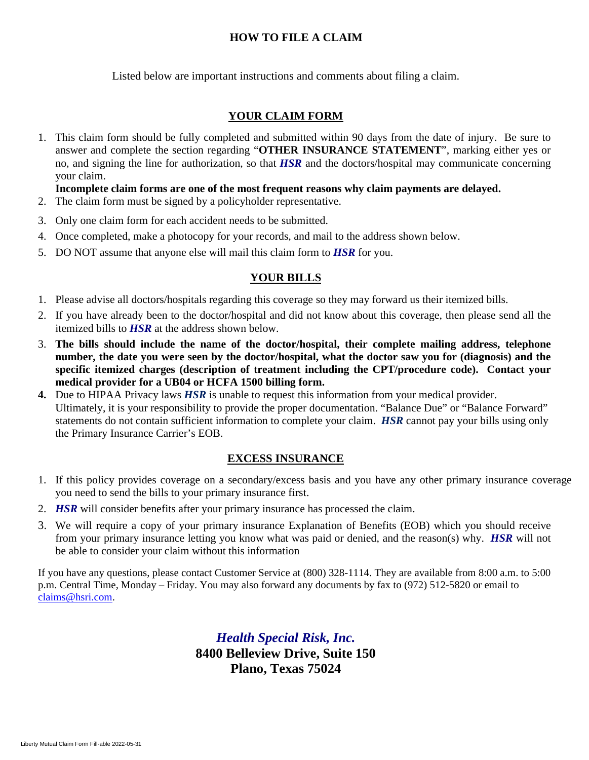# HOW TO FILE A CLAIM

Listed below are important instructions and comments about filing a claim.

## YOUR CLAIM FORM

1. This claim form should be fully completed and submitted within 90 days from the date of injury. Be sure to answer and complete the section regarding "**OTHER INSURANCE STATEMENT**", marking either yes or no, and signing the line for authorization, so that ***HSR*** and the doctors/hospital may communicate concerning your claim.
   **Incomplete claim forms are one of the most frequent reasons why claim payments are delayed.**
2. The claim form must be signed by a policyholder representative.
3. Only one claim form for each accident needs to be submitted.
4. Once completed, make a photocopy for your records, and mail to the address shown below.
5. DO NOT assume that anyone else will mail this claim form to ***HSR*** for you.

## YOUR BILLS

1. Please advise all doctors/hospitals regarding this coverage so they may forward us their itemized bills.
2. If you have already been to the doctor/hospital and did not know about this coverage, then please send all the itemized bills to ***HSR*** at the address shown below.
3. **The bills should include the name of the doctor/hospital, their complete mailing address, telephone number, the date you were seen by the doctor/hospital, what the doctor saw you for (diagnosis) and the specific itemized charges (description of treatment including the CPT/procedure code). Contact your medical provider for a UB04 or HCFA 1500 billing form.**
4. Due to HIPAA Privacy laws ***HSR*** is unable to request this information from your medical provider. Ultimately, it is your responsibility to provide the proper documentation. "Balance Due" or "Balance Forward" statements do not contain sufficient information to complete your claim. ***HSR*** cannot pay your bills using only the Primary Insurance Carrier's EOB.

## EXCESS INSURANCE

1. If this policy provides coverage on a secondary/excess basis and you have any other primary insurance coverage you need to send the bills to your primary insurance first.
2. ***HSR*** will consider benefits after your primary insurance has processed the claim.
3. We will require a copy of your primary insurance Explanation of Benefits (EOB) which you should receive from your primary insurance letting you know what was paid or denied, and the reason(s) why. ***HSR*** will not be able to consider your claim without this information

If you have any questions, please contact Customer Service at (800) 328-1114. They are available from 8:00 a.m. to 5:00 p.m. Central Time, Monday – Friday. You may also forward any documents by fax to (972) 512-5820 or email to claims@hsri.com.

***Health Special Risk, Inc.***
**8400 Belleview Drive, Suite 150**
**Plano, Texas 75024**

Liberty Mutual Claim Form Fill-able 2022-05-31